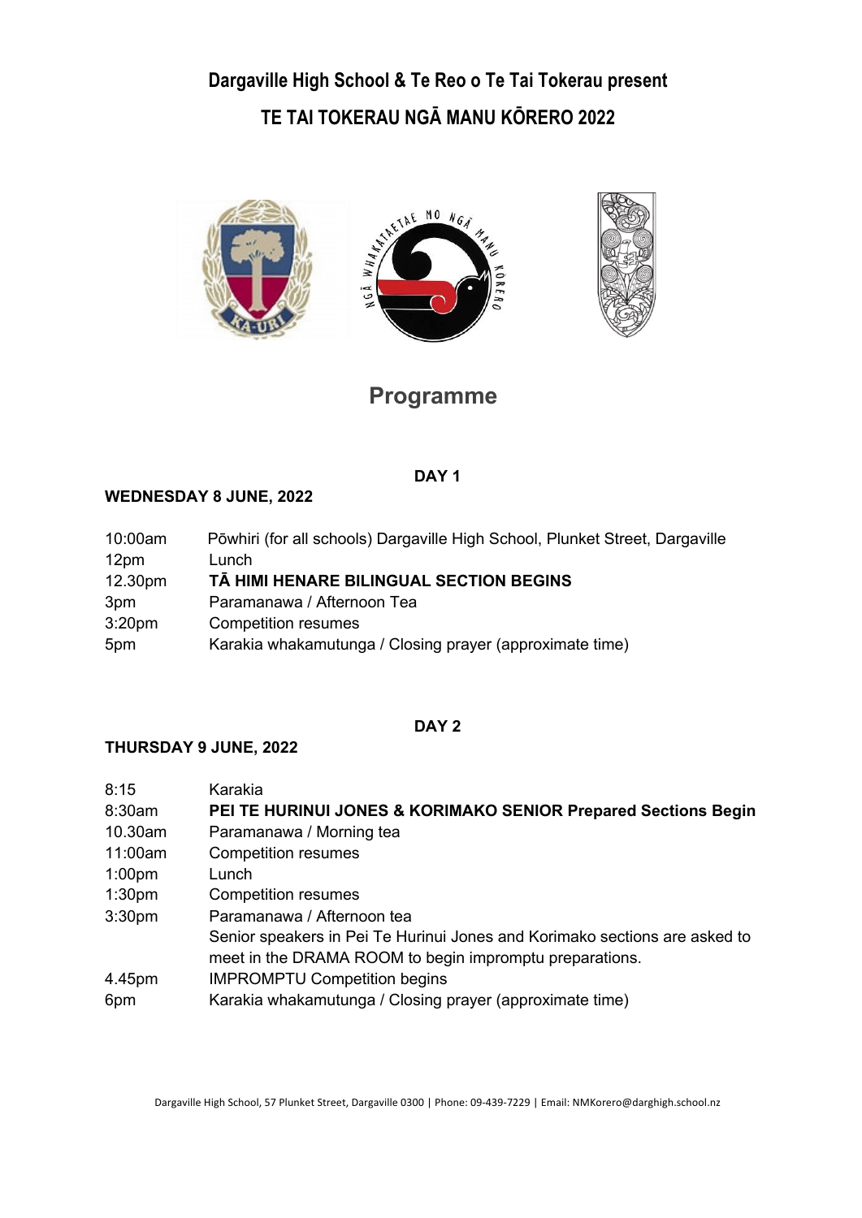## Dargaville High School & Te Reo o Te Tai Tokerau present

# TE TAI TOKERAU NGĀ MANU KŌRERO 2022

## Programme

### DAY 1

**WEDNESDAY 8 JUNE, 2022**

| | |
|---|---|
| 10:00am | Pōwhiri (for all schools) Dargaville High School, Plunket Street, Dargaville |
| 12pm | Lunch |
| 12.30pm | **TĀ HIMI HENARE BILINGUAL SECTION BEGINS** |
| 3pm | Paramanawa / Afternoon Tea |
| 3:20pm | Competition resumes |
| 5pm | Karakia whakamutunga / Closing prayer (approximate time) |

### DAY 2

**THURSDAY 9 JUNE, 2022**

| | |
|---|---|
| 8:15 | Karakia |
| 8:30am | **PEI TE HURINUI JONES & KORIMAKO SENIOR Prepared Sections Begin** |
| 10.30am | Paramanawa / Morning tea |
| 11:00am | Competition resumes |
| 1:00pm | Lunch |
| 1:30pm | Competition resumes |
| 3:30pm | Paramanawa / Afternoon tea<br>Senior speakers in Pei Te Hurinui Jones and Korimako sections are asked to meet in the DRAMA ROOM to begin impromptu preparations. |
| 4.45pm | IMPROMPTU Competition begins |
| 6pm | Karakia whakamutunga / Closing prayer (approximate time) |

Dargaville High School, 57 Plunket Street, Dargaville 0300 | Phone: 09-439-7229 | Email: NMKorero@darghigh.school.nz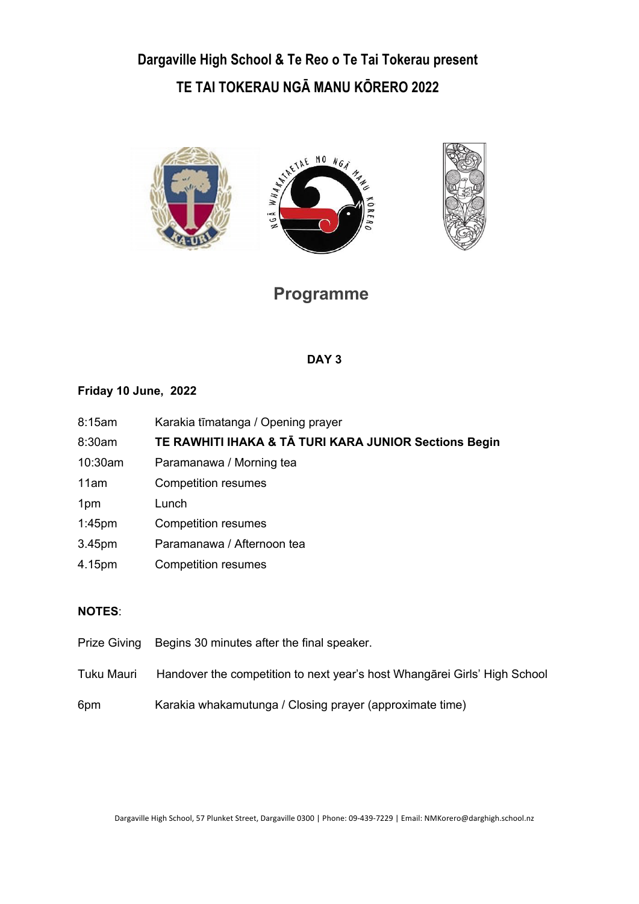# Dargaville High School & Te Reo o Te Tai Tokerau present
# TE TAI TOKERAU NGĀ MANU KŌRERO 2022

## Programme

### DAY 3

**Friday 10 June, 2022**

| | |
|---|---|
| 8:15am | Karakia tīmatanga / Opening prayer |
| 8:30am | **TE RAWHITI IHAKA & TĀ TURI KARA JUNIOR Sections Begin** |
| 10:30am | Paramanawa / Morning tea |
| 11am | Competition resumes |
| 1pm | Lunch |
| 1:45pm | Competition resumes |
| 3.45pm | Paramanawa / Afternoon tea |
| 4.15pm | Competition resumes |

**NOTES**:

| | |
|---|---|
| Prize Giving | Begins 30 minutes after the final speaker. |
| Tuku Mauri | Handover the competition to next year's host Whangārei Girls' High School |
| 6pm | Karakia whakamutunga / Closing prayer (approximate time) |

Dargaville High School, 57 Plunket Street, Dargaville 0300 | Phone: 09-439-7229 | Email: NMKorero@darghigh.school.nz